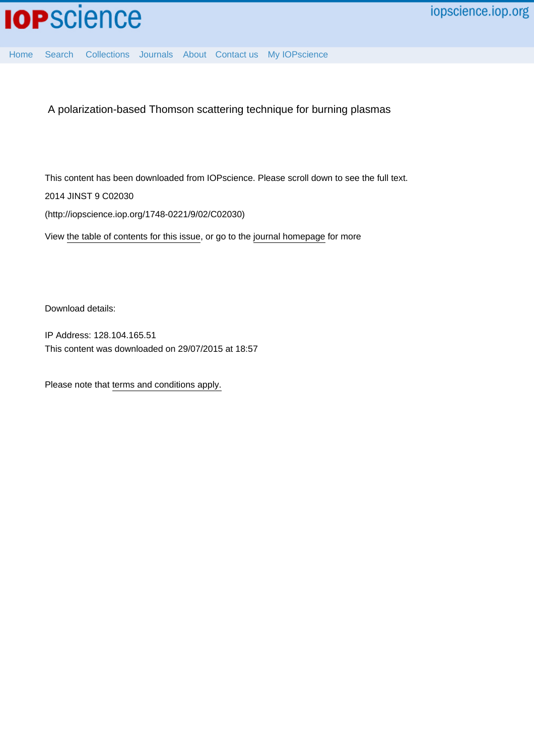iopscience.iop.org

Home Search Collections Journals About Contact us My IOPscience

A polarization-based Thomson scattering technique for burning plasmas

This content has been downloaded from IOPscience. Please scroll down to see the full text.

2014 JINST 9 C02030

(http://iopscience.iop.org/1748-0221/9/02/C02030)

View the table of contents for this issue, or go to the journal homepage for more

Download details:

IP Address: 128.104.165.51

This content was downloaded on 29/07/2015 at 18:57

Please note that terms and conditions apply.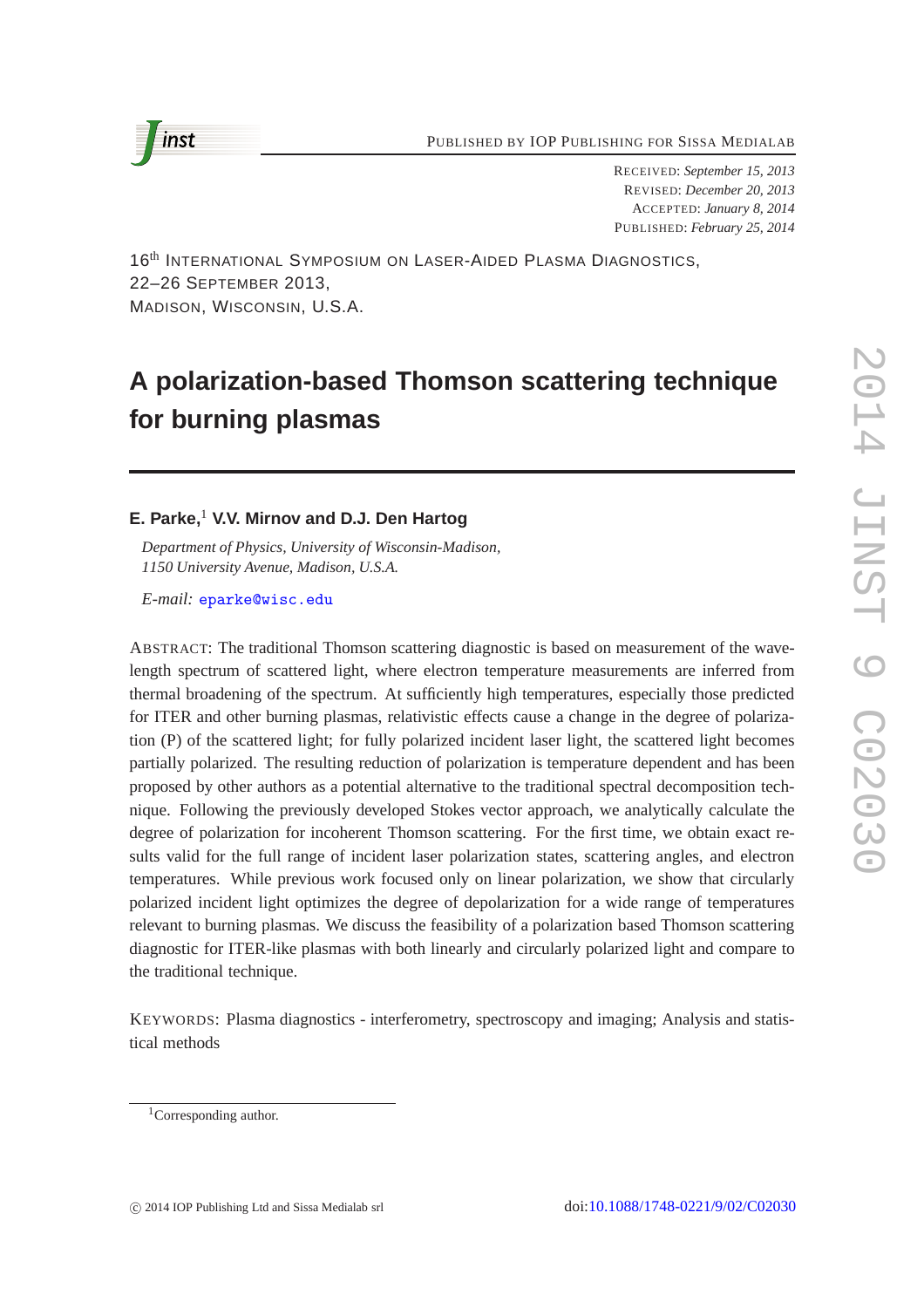16th International Symposium on Laser-Aided Plasma Diagnostics,
22–26 September 2013,
Madison, Wisconsin, U.S.A.

# A polarization-based Thomson scattering technique for burning plasmas

**E. Parke,[1] V.V. Mirnov and D.J. Den Hartog**

*Department of Physics, University of Wisconsin-Madison,*
*1150 University Avenue, Madison, U.S.A.*

*E-mail:* eparke@wisc.edu

Abstract: The traditional Thomson scattering diagnostic is based on measurement of the wavelength spectrum of scattered light, where electron temperature measurements are inferred from thermal broadening of the spectrum. At sufficiently high temperatures, especially those predicted for ITER and other burning plasmas, relativistic effects cause a change in the degree of polarization (P) of the scattered light; for fully polarized incident laser light, the scattered light becomes partially polarized. The resulting reduction of polarization is temperature dependent and has been proposed by other authors as a potential alternative to the traditional spectral decomposition technique. Following the previously developed Stokes vector approach, we analytically calculate the degree of polarization for incoherent Thomson scattering. For the first time, we obtain exact results valid for the full range of incident laser polarization states, scattering angles, and electron temperatures. While previous work focused only on linear polarization, we show that circularly polarized incident light optimizes the degree of depolarization for a wide range of temperatures relevant to burning plasmas. We discuss the feasibility of a polarization based Thomson scattering diagnostic for ITER-like plasmas with both linearly and circularly polarized light and compare to the traditional technique.

Keywords: Plasma diagnostics - interferometry, spectroscopy and imaging; Analysis and statistical methods

[1] Corresponding author.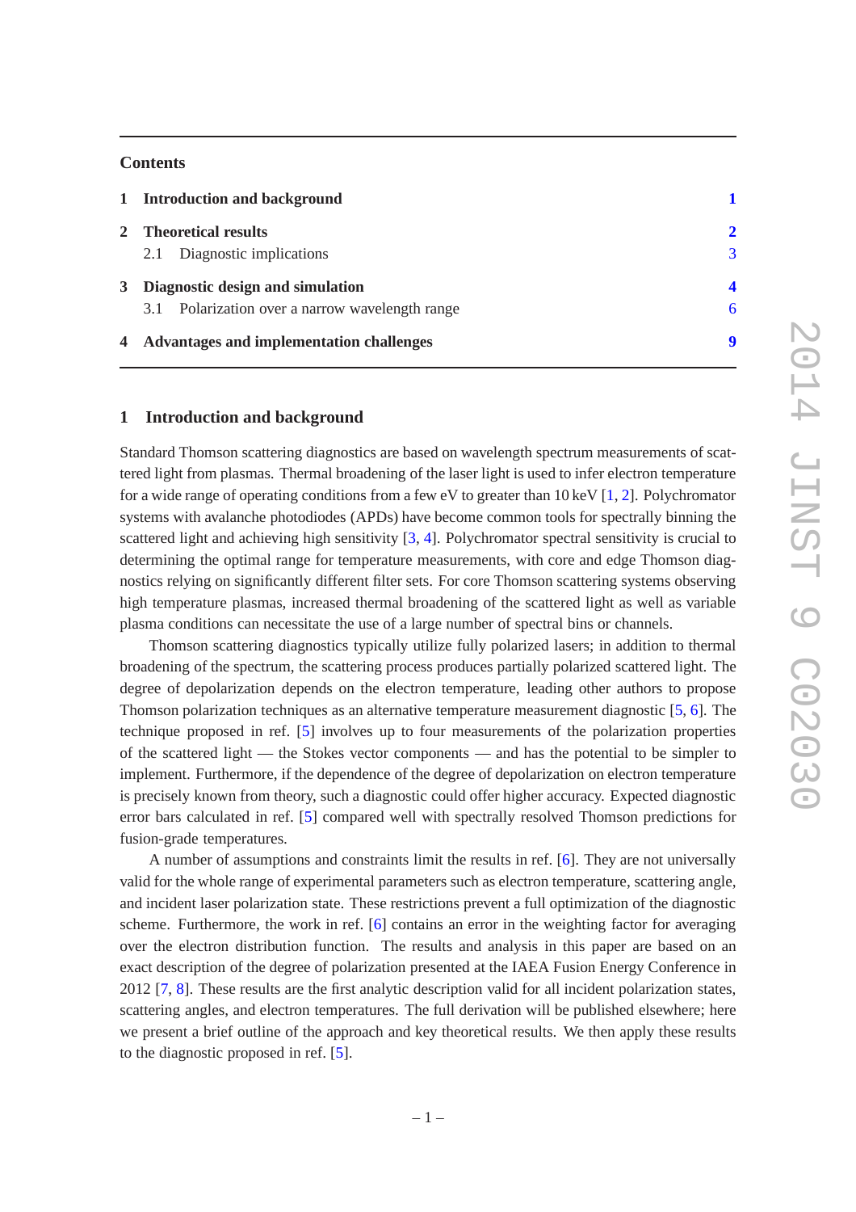## Contents

| | | |
|---|---|---|
| **1** | **Introduction and background** | **1** |
| **2** | **Theoretical results** | **2** |
| | 2.1 Diagnostic implications | 3 |
| **3** | **Diagnostic design and simulation** | **4** |
| | 3.1 Polarization over a narrow wavelength range | 6 |
| **4** | **Advantages and implementation challenges** | **9** |

## 1 Introduction and background

Standard Thomson scattering diagnostics are based on wavelength spectrum measurements of scattered light from plasmas. Thermal broadening of the laser light is used to infer electron temperature for a wide range of operating conditions from a few eV to greater than 10 keV [1, 2]. Polychromator systems with avalanche photodiodes (APDs) have become common tools for spectrally binning the scattered light and achieving high sensitivity [3, 4]. Polychromator spectral sensitivity is crucial to determining the optimal range for temperature measurements, with core and edge Thomson diagnostics relying on significantly different filter sets. For core Thomson scattering systems observing high temperature plasmas, increased thermal broadening of the scattered light as well as variable plasma conditions can necessitate the use of a large number of spectral bins or channels.

Thomson scattering diagnostics typically utilize fully polarized lasers; in addition to thermal broadening of the spectrum, the scattering process produces partially polarized scattered light. The degree of depolarization depends on the electron temperature, leading other authors to propose Thomson polarization techniques as an alternative temperature measurement diagnostic [5, 6]. The technique proposed in ref. [5] involves up to four measurements of the polarization properties of the scattered light — the Stokes vector components — and has the potential to be simpler to implement. Furthermore, if the dependence of the degree of depolarization on electron temperature is precisely known from theory, such a diagnostic could offer higher accuracy. Expected diagnostic error bars calculated in ref. [5] compared well with spectrally resolved Thomson predictions for fusion-grade temperatures.

A number of assumptions and constraints limit the results in ref. [6]. They are not universally valid for the whole range of experimental parameters such as electron temperature, scattering angle, and incident laser polarization state. These restrictions prevent a full optimization of the diagnostic scheme. Furthermore, the work in ref. [6] contains an error in the weighting factor for averaging over the electron distribution function. The results and analysis in this paper are based on an exact description of the degree of polarization presented at the IAEA Fusion Energy Conference in 2012 [7, 8]. These results are the first analytic description valid for all incident polarization states, scattering angles, and electron temperatures. The full derivation will be published elsewhere; here we present a brief outline of the approach and key theoretical results. We then apply these results to the diagnostic proposed in ref. [5].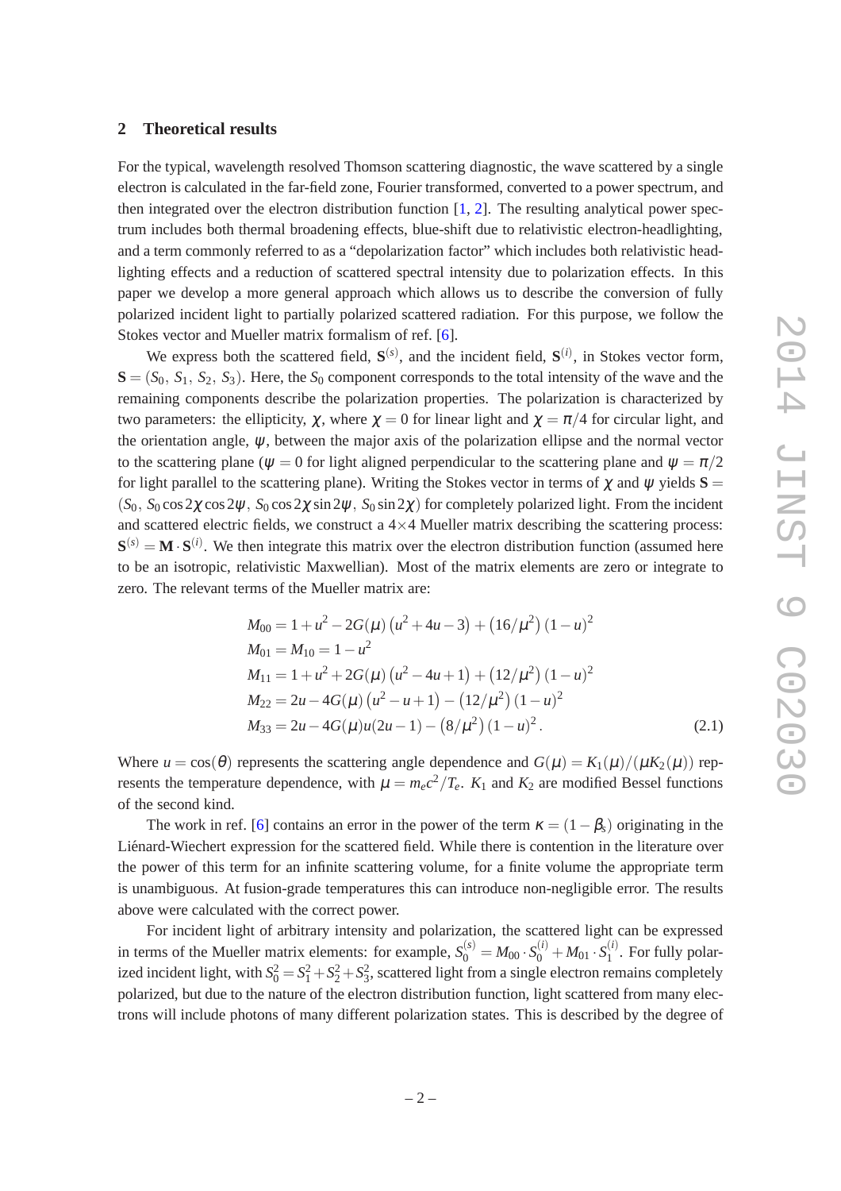## 2 Theoretical results

For the typical, wavelength resolved Thomson scattering diagnostic, the wave scattered by a single electron is calculated in the far-field zone, Fourier transformed, converted to a power spectrum, and then integrated over the electron distribution function [1, 2]. The resulting analytical power spectrum includes both thermal broadening effects, blue-shift due to relativistic electron-headlighting, and a term commonly referred to as a "depolarization factor" which includes both relativistic headlighting effects and a reduction of scattered spectral intensity due to polarization effects. In this paper we develop a more general approach which allows us to describe the conversion of fully polarized incident light to partially polarized scattered radiation. For this purpose, we follow the Stokes vector and Mueller matrix formalism of ref. [6].

We express both the scattered field, $\mathbf{S}^{(s)}$, and the incident field, $\mathbf{S}^{(i)}$, in Stokes vector form, $\mathbf{S} = (S_0,\, S_1,\, S_2,\, S_3)$. Here, the $S_0$ component corresponds to the total intensity of the wave and the remaining components describe the polarization properties. The polarization is characterized by two parameters: the ellipticity, $\chi$, where $\chi = 0$ for linear light and $\chi = \pi/4$ for circular light, and the orientation angle, $\psi$, between the major axis of the polarization ellipse and the normal vector to the scattering plane ($\psi = 0$ for light aligned perpendicular to the scattering plane and $\psi = \pi/2$ for light parallel to the scattering plane). Writing the Stokes vector in terms of $\chi$ and $\psi$ yields $\mathbf{S} = (S_0,\, S_0 \cos 2\chi \cos 2\psi,\, S_0 \cos 2\chi \sin 2\psi,\, S_0 \sin 2\chi)$ for completely polarized light. From the incident and scattered electric fields, we construct a $4\times4$ Mueller matrix describing the scattering process: $\mathbf{S}^{(s)} = \mathbf{M} \cdot \mathbf{S}^{(i)}$. We then integrate this matrix over the electron distribution function (assumed here to be an isotropic, relativistic Maxwellian). Most of the matrix elements are zero or integrate to zero. The relevant terms of the Mueller matrix are:

$$
\begin{aligned}
M_{00} &= 1 + u^2 - 2G(\mu)\left(u^2 + 4u - 3\right) + \left(16/\mu^2\right)(1-u)^2 \\
M_{01} &= M_{10} = 1 - u^2 \\
M_{11} &= 1 + u^2 + 2G(\mu)\left(u^2 - 4u + 1\right) + \left(12/\mu^2\right)(1-u)^2 \\
M_{22} &= 2u - 4G(\mu)\left(u^2 - u + 1\right) - \left(12/\mu^2\right)(1-u)^2 \\
M_{33} &= 2u - 4G(\mu)u(2u-1) - \left(8/\mu^2\right)(1-u)^2 .
\end{aligned}
\tag{2.1}
$$

Where $u = \cos(\theta)$ represents the scattering angle dependence and $G(\mu) = K_1(\mu)/(\mu K_2(\mu))$ represents the temperature dependence, with $\mu = m_e c^2/T_e$. $K_1$ and $K_2$ are modified Bessel functions of the second kind.

The work in ref. [6] contains an error in the power of the term $\kappa = (1-\beta_s)$ originating in the Liénard-Wiechert expression for the scattered field. While there is contention in the literature over the power of this term for an infinite scattering volume, for a finite volume the appropriate term is unambiguous. At fusion-grade temperatures this can introduce non-negligible error. The results above were calculated with the correct power.

For incident light of arbitrary intensity and polarization, the scattered light can be expressed in terms of the Mueller matrix elements: for example, $S_0^{(s)} = M_{00} \cdot S_0^{(i)} + M_{01} \cdot S_1^{(i)}$. For fully polarized incident light, with $S_0^2 = S_1^2 + S_2^2 + S_3^2$, scattered light from a single electron remains completely polarized, but due to the nature of the electron distribution function, light scattered from many electrons will include photons of many different polarization states. This is described by the degree of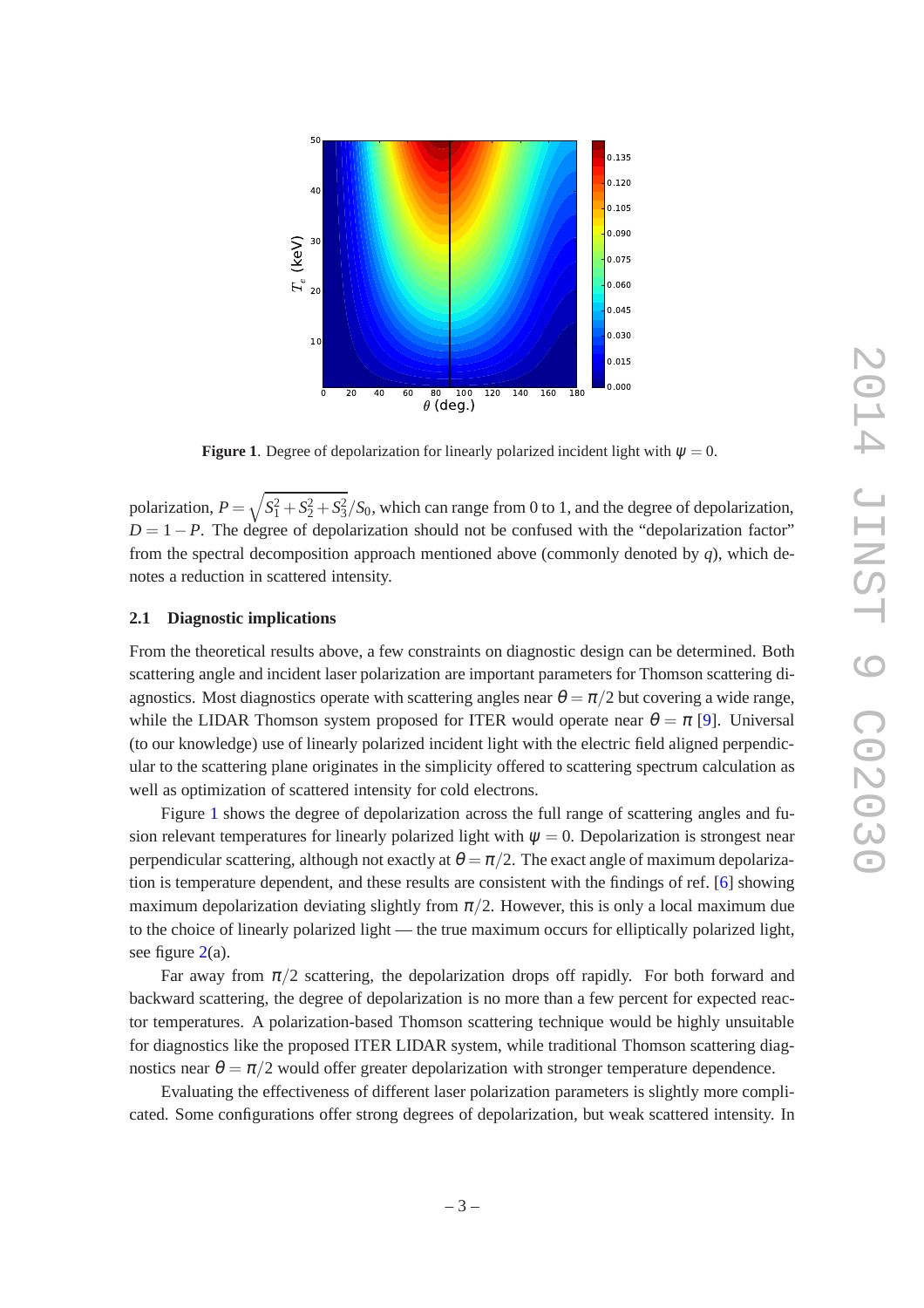**Figure 1**. Degree of depolarization for linearly polarized incident light with $\psi = 0$.

polarization, $P = \sqrt{S_1^2 + S_2^2 + S_3^2}/S_0$, which can range from 0 to 1, and the degree of depolarization, $D = 1 - P$. The degree of depolarization should not be confused with the "depolarization factor" from the spectral decomposition approach mentioned above (commonly denoted by $q$), which denotes a reduction in scattered intensity.

## 2.1 Diagnostic implications

From the theoretical results above, a few constraints on diagnostic design can be determined. Both scattering angle and incident laser polarization are important parameters for Thomson scattering diagnostics. Most diagnostics operate with scattering angles near $\theta = \pi/2$ but covering a wide range, while the LIDAR Thomson system proposed for ITER would operate near $\theta = \pi$ [9]. Universal (to our knowledge) use of linearly polarized incident light with the electric field aligned perpendicular to the scattering plane originates in the simplicity offered to scattering spectrum calculation as well as optimization of scattered intensity for cold electrons.

Figure 1 shows the degree of depolarization across the full range of scattering angles and fusion relevant temperatures for linearly polarized light with $\psi = 0$. Depolarization is strongest near perpendicular scattering, although not exactly at $\theta = \pi/2$. The exact angle of maximum depolarization is temperature dependent, and these results are consistent with the findings of ref. [6] showing maximum depolarization deviating slightly from $\pi/2$. However, this is only a local maximum due to the choice of linearly polarized light — the true maximum occurs for elliptically polarized light, see figure 2(a).

Far away from $\pi/2$ scattering, the depolarization drops off rapidly. For both forward and backward scattering, the degree of depolarization is no more than a few percent for expected reactor temperatures. A polarization-based Thomson scattering technique would be highly unsuitable for diagnostics like the proposed ITER LIDAR system, while traditional Thomson scattering diagnostics near $\theta = \pi/2$ would offer greater depolarization with stronger temperature dependence.

Evaluating the effectiveness of different laser polarization parameters is slightly more complicated. Some configurations offer strong degrees of depolarization, but weak scattered intensity. In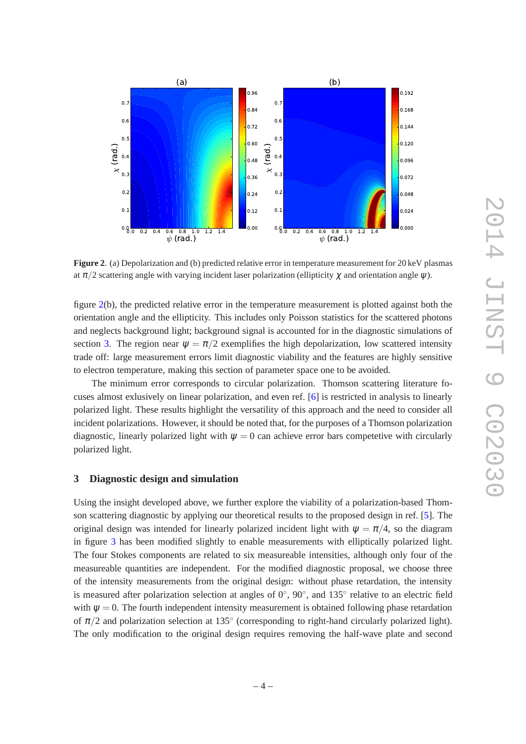**Figure 2**. (a) Depolarization and (b) predicted relative error in temperature measurement for 20 keV plasmas at $\pi/2$ scattering angle with varying incident laser polarization (ellipticity $\chi$ and orientation angle $\psi$).

figure 2(b), the predicted relative error in the temperature measurement is plotted against both the orientation angle and the ellipticity. This includes only Poisson statistics for the scattered photons and neglects background light; background signal is accounted for in the diagnostic simulations of section 3. The region near $\psi = \pi/2$ exemplifies the high depolarization, low scattered intensity trade off: large measurement errors limit diagnostic viability and the features are highly sensitive to electron temperature, making this section of parameter space one to be avoided.

The minimum error corresponds to circular polarization. Thomson scattering literature focuses almost exclusively on linear polarization, and even ref. [6] is restricted in analysis to linearly polarized light. These results highlight the versatility of this approach and the need to consider all incident polarizations. However, it should be noted that, for the purposes of a Thomson polarization diagnostic, linearly polarized light with $\psi = 0$ can achieve error bars competetive with circularly polarized light.

## 3 Diagnostic design and simulation

Using the insight developed above, we further explore the viability of a polarization-based Thomson scattering diagnostic by applying our theoretical results to the proposed design in ref. [5]. The original design was intended for linearly polarized incident light with $\psi = \pi/4$, so the diagram in figure 3 has been modified slightly to enable measurements with elliptically polarized light. The four Stokes components are related to six measureable intensities, although only four of the measureable quantities are independent. For the modified diagnostic proposal, we choose three of the intensity measurements from the original design: without phase retardation, the intensity is measured after polarization selection at angles of $0^\circ$, $90^\circ$, and $135^\circ$ relative to an electric field with $\psi = 0$. The fourth independent intensity measurement is obtained following phase retardation of $\pi/2$ and polarization selection at $135^\circ$ (corresponding to right-hand circularly polarized light). The only modification to the original design requires removing the half-wave plate and second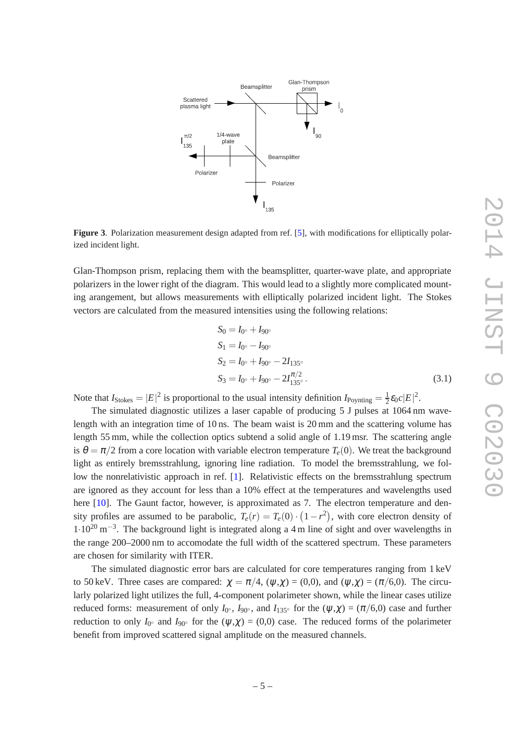**Figure 3**. Polarization measurement design adapted from ref. [5], with modifications for elliptically polarized incident light.

Glan-Thompson prism, replacing them with the beamsplitter, quarter-wave plate, and appropriate polarizers in the lower right of the diagram. This would lead to a slightly more complicated mounting arangement, but allows measurements with elliptically polarized incident light. The Stokes vectors are calculated from the measured intensities using the following relations:

$$
\begin{aligned}
S_0 &= I_{0^\circ} + I_{90^\circ} \\
S_1 &= I_{0^\circ} - I_{90^\circ} \\
S_2 &= I_{0^\circ} + I_{90^\circ} - 2I_{135^\circ} \\
S_3 &= I_{0^\circ} + I_{90^\circ} - 2I_{135^\circ}^{\pi/2} .
\end{aligned}
\tag{3.1}
$$

Note that $I_{\text{Stokes}} = |E|^2$ is proportional to the usual intensity definition $I_{\text{Poynting}} = \frac{1}{2}\varepsilon_0 c|E|^2$.

The simulated diagnostic utilizes a laser capable of producing 5 J pulses at 1064 nm wavelength with an integration time of 10 ns. The beam waist is 20 mm and the scattering volume has length 55 mm, while the collection optics subtend a solid angle of 1.19 msr. The scattering angle is $\theta = \pi/2$ from a core location with variable electron temperature $T_e(0)$. We treat the background light as entirely bremsstrahlung, ignoring line radiation. To model the bremsstrahlung, we follow the nonrelativistic approach in ref. [1]. Relativistic effects on the bremsstrahlung spectrum are ignored as they account for less than a 10% effect at the temperatures and wavelengths used here [10]. The Gaunt factor, however, is approximated as 7. The electron temperature and density profiles are assumed to be parabolic, $T_e(r) = T_e(0) \cdot (1 - r^2)$, with core electron density of $1 \cdot 10^{20}\,\text{m}^{-3}$. The background light is integrated along a 4 m line of sight and over wavelengths in the range 200–2000 nm to accomodate the full width of the scattered spectrum. These parameters are chosen for similarity with ITER.

The simulated diagnostic error bars are calculated for core temperatures ranging from 1 keV to 50 keV. Three cases are compared: $\chi = \pi/4$, $(\psi,\chi)$ = (0,0), and $(\psi,\chi)$ = $(\pi/6,0)$. The circularly polarized light utilizes the full, 4-component polarimeter shown, while the linear cases utilize reduced forms: measurement of only $I_{0^\circ}$, $I_{90^\circ}$, and $I_{135^\circ}$ for the $(\psi,\chi)$ = $(\pi/6,0)$ case and further reduction to only $I_{0^\circ}$ and $I_{90^\circ}$ for the $(\psi,\chi)$ = (0,0) case. The reduced forms of the polarimeter benefit from improved scattered signal amplitude on the measured channels.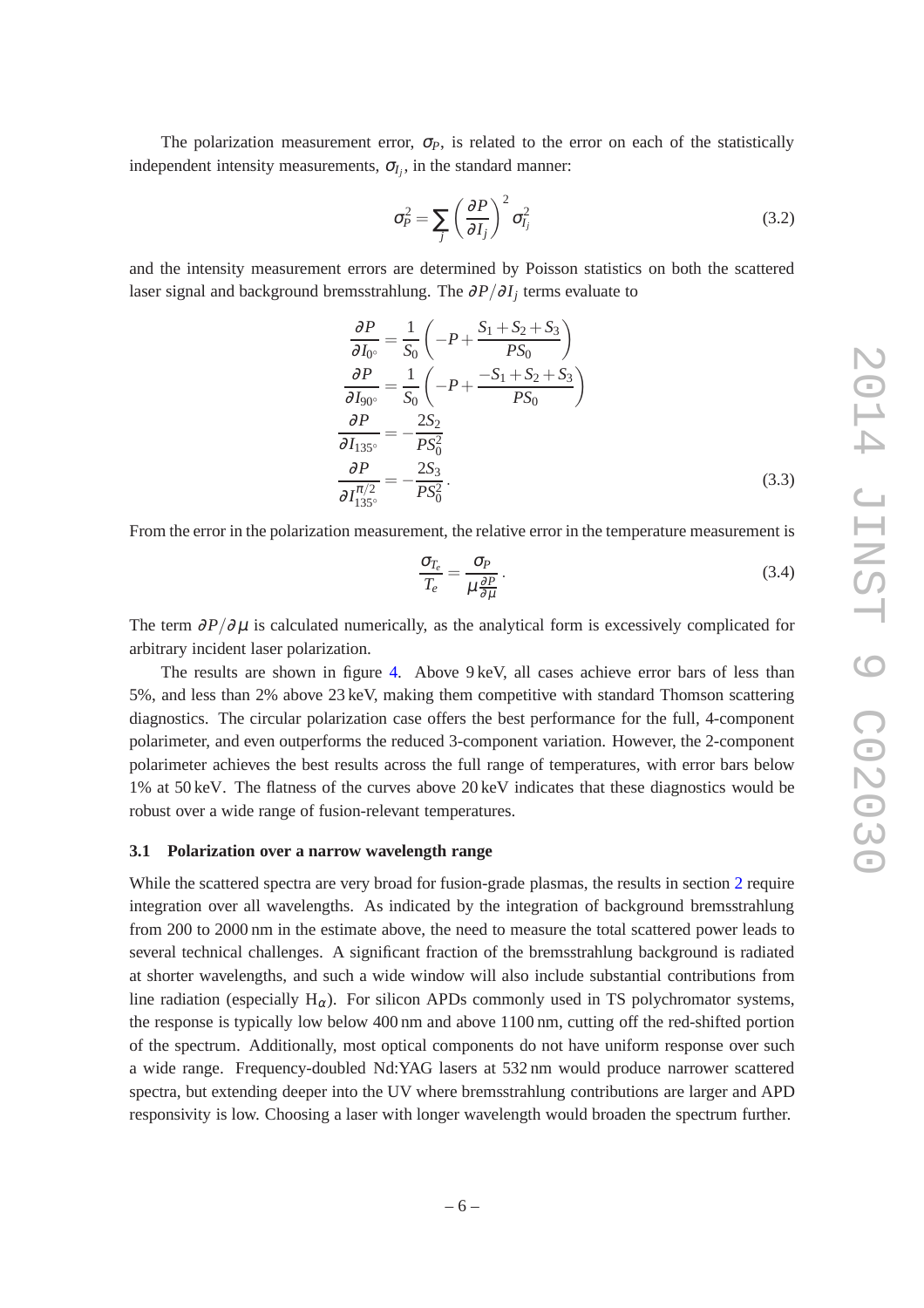The polarization measurement error, $\sigma_P$, is related to the error on each of the statistically independent intensity measurements, $\sigma_{I_j}$, in the standard manner:

$$\sigma_P^2 = \sum_j \left( \frac{\partial P}{\partial I_j} \right)^2 \sigma_{I_j}^2 \tag{3.2}$$

and the intensity measurement errors are determined by Poisson statistics on both the scattered laser signal and background bremsstrahlung. The $\partial P / \partial I_j$ terms evaluate to

$$\begin{aligned}
\frac{\partial P}{\partial I_{0^\circ}} &= \frac{1}{S_0} \left( -P + \frac{S_1 + S_2 + S_3}{P S_0} \right) \\
\frac{\partial P}{\partial I_{90^\circ}} &= \frac{1}{S_0} \left( -P + \frac{-S_1 + S_2 + S_3}{P S_0} \right) \\
\frac{\partial P}{\partial I_{135^\circ}} &= -\frac{2 S_2}{P S_0^2} \\
\frac{\partial P}{\partial I_{135^\circ}^{\pi/2}} &= -\frac{2 S_3}{P S_0^2}.
\end{aligned} \tag{3.3}$$

From the error in the polarization measurement, the relative error in the temperature measurement is

$$\frac{\sigma_{T_e}}{T_e} = \frac{\sigma_P}{\mu \frac{\partial P}{\partial \mu}}. \tag{3.4}$$

The term $\partial P / \partial \mu$ is calculated numerically, as the analytical form is excessively complicated for arbitrary incident laser polarization.

The results are shown in figure 4. Above 9 keV, all cases achieve error bars of less than 5%, and less than 2% above 23 keV, making them competitive with standard Thomson scattering diagnostics. The circular polarization case offers the best performance for the full, 4-component polarimeter, and even outperforms the reduced 3-component variation. However, the 2-component polarimeter achieves the best results across the full range of temperatures, with error bars below 1% at 50 keV. The flatness of the curves above 20 keV indicates that these diagnostics would be robust over a wide range of fusion-relevant temperatures.

### 3.1 Polarization over a narrow wavelength range

While the scattered spectra are very broad for fusion-grade plasmas, the results in section 2 require integration over all wavelengths. As indicated by the integration of background bremsstrahlung from 200 to 2000 nm in the estimate above, the need to measure the total scattered power leads to several technical challenges. A significant fraction of the bremsstrahlung background is radiated at shorter wavelengths, and such a wide window will also include substantial contributions from line radiation (especially $H_\alpha$). For silicon APDs commonly used in TS polychromator systems, the response is typically low below 400 nm and above 1100 nm, cutting off the red-shifted portion of the spectrum. Additionally, most optical components do not have uniform response over such a wide range. Frequency-doubled Nd:YAG lasers at 532 nm would produce narrower scattered spectra, but extending deeper into the UV where bremsstrahlung contributions are larger and APD responsivity is low. Choosing a laser with longer wavelength would broaden the spectrum further.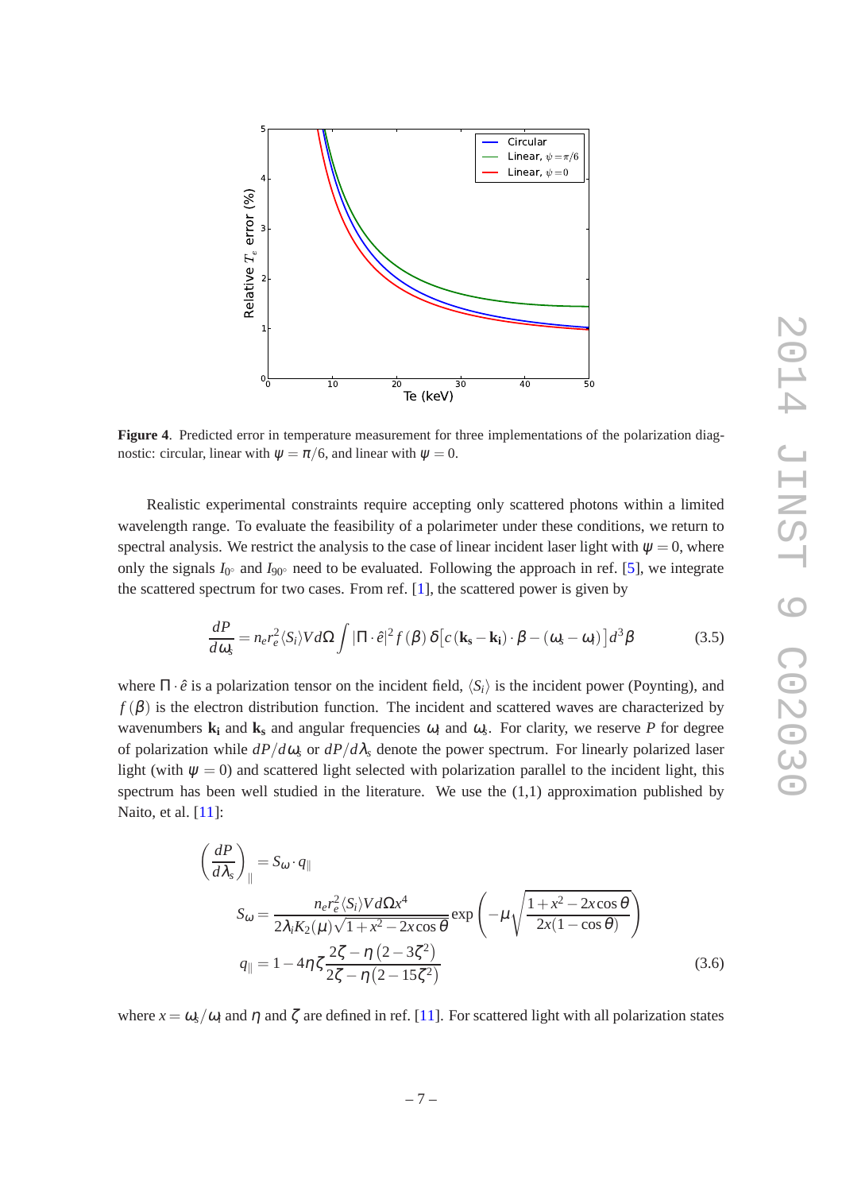**Figure 4**. Predicted error in temperature measurement for three implementations of the polarization diagnostic: circular, linear with $\psi = \pi/6$, and linear with $\psi = 0$.

Realistic experimental constraints require accepting only scattered photons within a limited wavelength range. To evaluate the feasibility of a polarimeter under these conditions, we return to spectral analysis. We restrict the analysis to the case of linear incident laser light with $\psi = 0$, where only the signals $I_{0^\circ}$ and $I_{90^\circ}$ need to be evaluated. Following the approach in ref. [5], we integrate the scattered spectrum for two cases. From ref. [1], the scattered power is given by

$$\frac{dP}{d\omega_s} = n_e r_e^2 \langle S_i \rangle V d\Omega \int |\Pi \cdot \hat{e}|^2 f(\beta)\, \delta\left[c\left(\mathbf{k_s} - \mathbf{k_i}\right) \cdot \beta - \left(\omega_s - \omega_i\right)\right] d^3\beta \tag{3.5}$$

where $\Pi \cdot \hat{e}$ is a polarization tensor on the incident field, $\langle S_i \rangle$ is the incident power (Poynting), and $f(\beta)$ is the electron distribution function. The incident and scattered waves are characterized by wavenumbers $\mathbf{k_i}$ and $\mathbf{k_s}$ and angular frequencies $\omega_i$ and $\omega_s$. For clarity, we reserve $P$ for degree of polarization while $dP/d\omega_s$ or $dP/d\lambda_s$ denote the power spectrum. For linearly polarized laser light (with $\psi = 0$) and scattered light selected with polarization parallel to the incident light, this spectrum has been well studied in the literature. We use the (1,1) approximation published by Naito, et al. [11]:

$$\begin{aligned}
\left(\frac{dP}{d\lambda_s}\right)_{\parallel} &= S_\omega \cdot q_{\parallel} \\
S_\omega &= \frac{n_e r_e^2 \langle S_i \rangle V d\Omega x^4}{2\lambda_i K_2(\mu)\sqrt{1+x^2-2x\cos\theta}} \exp\left(-\mu\sqrt{\frac{1+x^2-2x\cos\theta}{2x(1-\cos\theta)}}\right) \\
q_{\parallel} &= 1 - 4\eta\zeta\frac{2\zeta - \eta\left(2-3\zeta^2\right)}{2\zeta - \eta\left(2-15\zeta^2\right)}
\end{aligned} \tag{3.6}$$

where $x = \omega_s/\omega_i$ and $\eta$ and $\zeta$ are defined in ref. [11]. For scattered light with all polarization states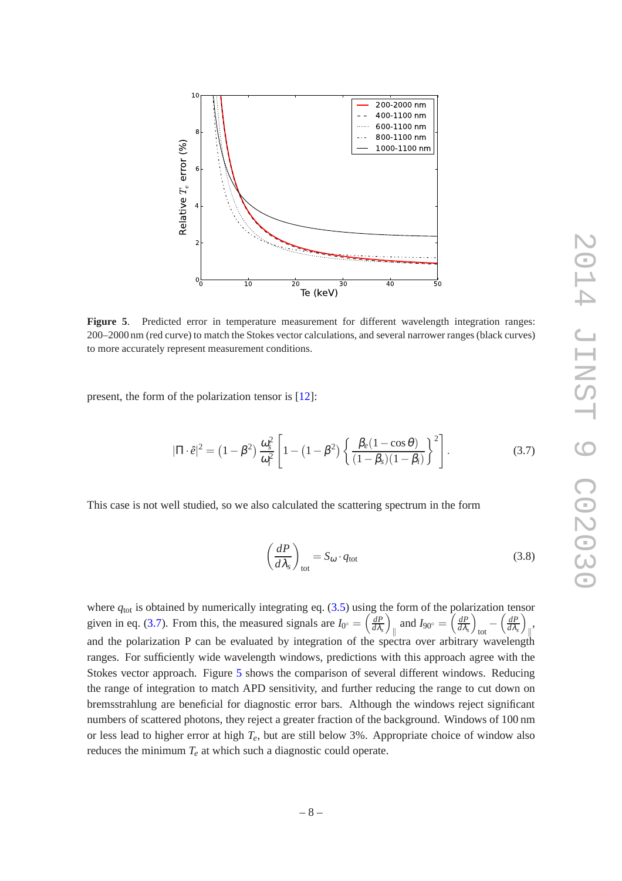**Figure 5**. Predicted error in temperature measurement for different wavelength integration ranges: 200–2000 nm (red curve) to match the Stokes vector calculations, and several narrower ranges (black curves) to more accurately represent measurement conditions.

present, the form of the polarization tensor is [12]:

$$|\Pi \cdot \hat{e}|^2 = \left(1-\beta^2\right) \frac{\omega_s^2}{\omega_i^2} \left[1 - \left(1-\beta^2\right) \left\{ \frac{\beta_e (1-\cos\theta)}{(1-\beta_s)(1-\beta_i)} \right\}^2 \right]. \tag{3.7}$$

This case is not well studied, so we also calculated the scattering spectrum in the form

$$\left(\frac{dP}{d\lambda_s}\right)_{\text{tot}} = S_\omega \cdot q_{\text{tot}} \tag{3.8}$$

where $q_{\text{tot}}$ is obtained by numerically integrating eq. (3.5) using the form of the polarization tensor given in eq. (3.7). From this, the measured signals are $I_{0^\circ} = \left(\frac{dP}{d\lambda_s}\right)_{\parallel}$ and $I_{90^\circ} = \left(\frac{dP}{d\lambda_s}\right)_{\text{tot}} - \left(\frac{dP}{d\lambda_s}\right)_{\parallel}$, and the polarization P can be evaluated by integration of the spectra over arbitrary wavelength ranges. For sufficiently wide wavelength windows, predictions with this approach agree with the Stokes vector approach. Figure 5 shows the comparison of several different windows. Reducing the range of integration to match APD sensitivity, and further reducing the range to cut down on bremsstrahlung are beneficial for diagnostic error bars. Although the windows reject significant numbers of scattered photons, they reject a greater fraction of the background. Windows of 100 nm or less lead to higher error at high $T_e$, but are still below 3%. Appropriate choice of window also reduces the minimum $T_e$ at which such a diagnostic could operate.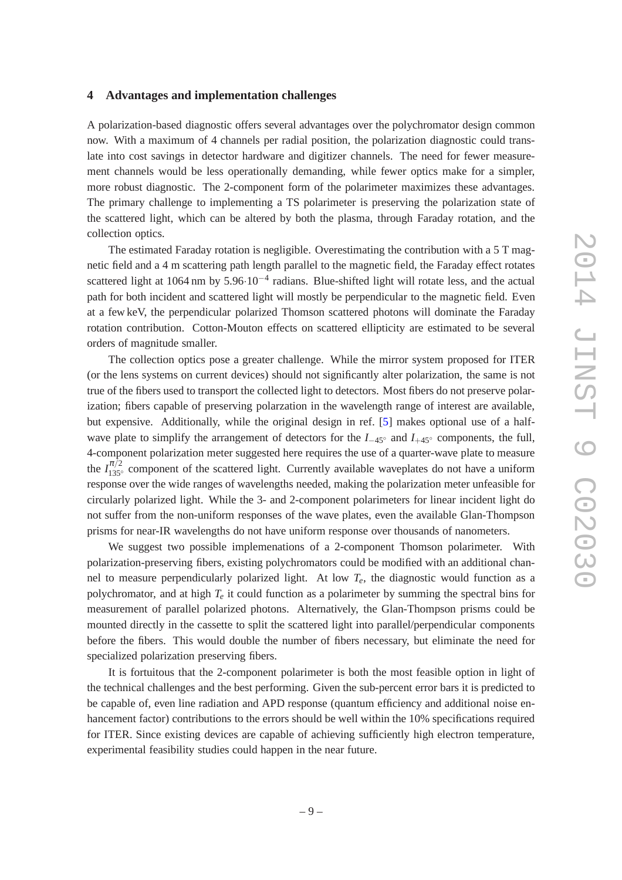## 4 Advantages and implementation challenges

A polarization-based diagnostic offers several advantages over the polychromator design common now. With a maximum of 4 channels per radial position, the polarization diagnostic could translate into cost savings in detector hardware and digitizer channels. The need for fewer measurement channels would be less operationally demanding, while fewer optics make for a simpler, more robust diagnostic. The 2-component form of the polarimeter maximizes these advantages. The primary challenge to implementing a TS polarimeter is preserving the polarization state of the scattered light, which can be altered by both the plasma, through Faraday rotation, and the collection optics.

The estimated Faraday rotation is negligible. Overestimating the contribution with a 5 T magnetic field and a 4 m scattering path length parallel to the magnetic field, the Faraday effect rotates scattered light at 1064 nm by $5.96 \cdot 10^{-4}$ radians. Blue-shifted light will rotate less, and the actual path for both incident and scattered light will mostly be perpendicular to the magnetic field. Even at a few keV, the perpendicular polarized Thomson scattered photons will dominate the Faraday rotation contribution. Cotton-Mouton effects on scattered ellipticity are estimated to be several orders of magnitude smaller.

The collection optics pose a greater challenge. While the mirror system proposed for ITER (or the lens systems on current devices) should not significantly alter polarization, the same is not true of the fibers used to transport the collected light to detectors. Most fibers do not preserve polarization; fibers capable of preserving polarzation in the wavelength range of interest are available, but expensive. Additionally, while the original design in ref. [5] makes optional use of a half-wave plate to simplify the arrangement of detectors for the $I_{-45^\circ}$ and $I_{+45^\circ}$ components, the full, 4-component polarization meter suggested here requires the use of a quarter-wave plate to measure the $I_{135^\circ}^{\pi/2}$ component of the scattered light. Currently available waveplates do not have a uniform response over the wide ranges of wavelengths needed, making the polarization meter unfeasible for circularly polarized light. While the 3- and 2-component polarimeters for linear incident light do not suffer from the non-uniform responses of the wave plates, even the available Glan-Thompson prisms for near-IR wavelengths do not have uniform response over thousands of nanometers.

We suggest two possible implemenations of a 2-component Thomson polarimeter. With polarization-preserving fibers, existing polychromators could be modified with an additional channel to measure perpendicularly polarized light. At low $T_e$, the diagnostic would function as a polychromator, and at high $T_e$ it could function as a polarimeter by summing the spectral bins for measurement of parallel polarized photons. Alternatively, the Glan-Thompson prisms could be mounted directly in the cassette to split the scattered light into parallel/perpendicular components before the fibers. This would double the number of fibers necessary, but eliminate the need for specialized polarization preserving fibers.

It is fortuitous that the 2-component polarimeter is both the most feasible option in light of the technical challenges and the best performing. Given the sub-percent error bars it is predicted to be capable of, even line radiation and APD response (quantum efficiency and additional noise enhancement factor) contributions to the errors should be well within the 10% specifications required for ITER. Since existing devices are capable of achieving sufficiently high electron temperature, experimental feasibility studies could happen in the near future.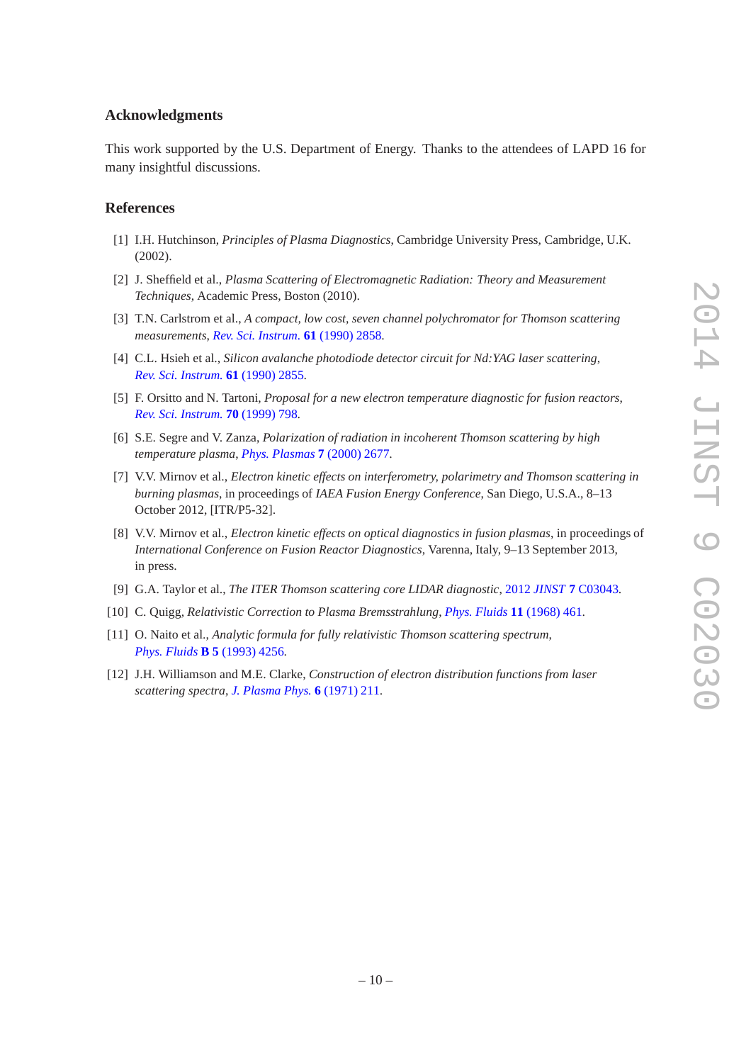## Acknowledgments

This work supported by the U.S. Department of Energy. Thanks to the attendees of LAPD 16 for many insightful discussions.

## References

[1] I.H. Hutchinson, *Principles of Plasma Diagnostics*, Cambridge University Press, Cambridge, U.K. (2002).

[2] J. Sheffield et al., *Plasma Scattering of Electromagnetic Radiation: Theory and Measurement Techniques*, Academic Press, Boston (2010).

[3] T.N. Carlstrom et al., *A compact, low cost, seven channel polychromator for Thomson scattering measurements*, *Rev. Sci. Instrum.* **61** (1990) 2858.

[4] C.L. Hsieh et al., *Silicon avalanche photodiode detector circuit for Nd:YAG laser scattering*, *Rev. Sci. Instrum.* **61** (1990) 2855.

[5] F. Orsitto and N. Tartoni, *Proposal for a new electron temperature diagnostic for fusion reactors*, *Rev. Sci. Instrum.* **70** (1999) 798.

[6] S.E. Segre and V. Zanza, *Polarization of radiation in incoherent Thomson scattering by high temperature plasma*, *Phys. Plasmas* **7** (2000) 2677.

[7] V.V. Mirnov et al., *Electron kinetic effects on interferometry, polarimetry and Thomson scattering in burning plasmas*, in proceedings of *IAEA Fusion Energy Conference*, San Diego, U.S.A., 8–13 October 2012, [ITR/P5-32].

[8] V.V. Mirnov et al., *Electron kinetic effects on optical diagnostics in fusion plasmas*, in proceedings of *International Conference on Fusion Reactor Diagnostics*, Varenna, Italy, 9–13 September 2013, in press.

[9] G.A. Taylor et al., *The ITER Thomson scattering core LIDAR diagnostic*, 2012 *JINST* **7** C03043.

[10] C. Quigg, *Relativistic Correction to Plasma Bremsstrahlung*, *Phys. Fluids* **11** (1968) 461.

[11] O. Naito et al., *Analytic formula for fully relativistic Thomson scattering spectrum*, *Phys. Fluids* **B 5** (1993) 4256.

[12] J.H. Williamson and M.E. Clarke, *Construction of electron distribution functions from laser scattering spectra*, *J. Plasma Phys.* **6** (1971) 211.